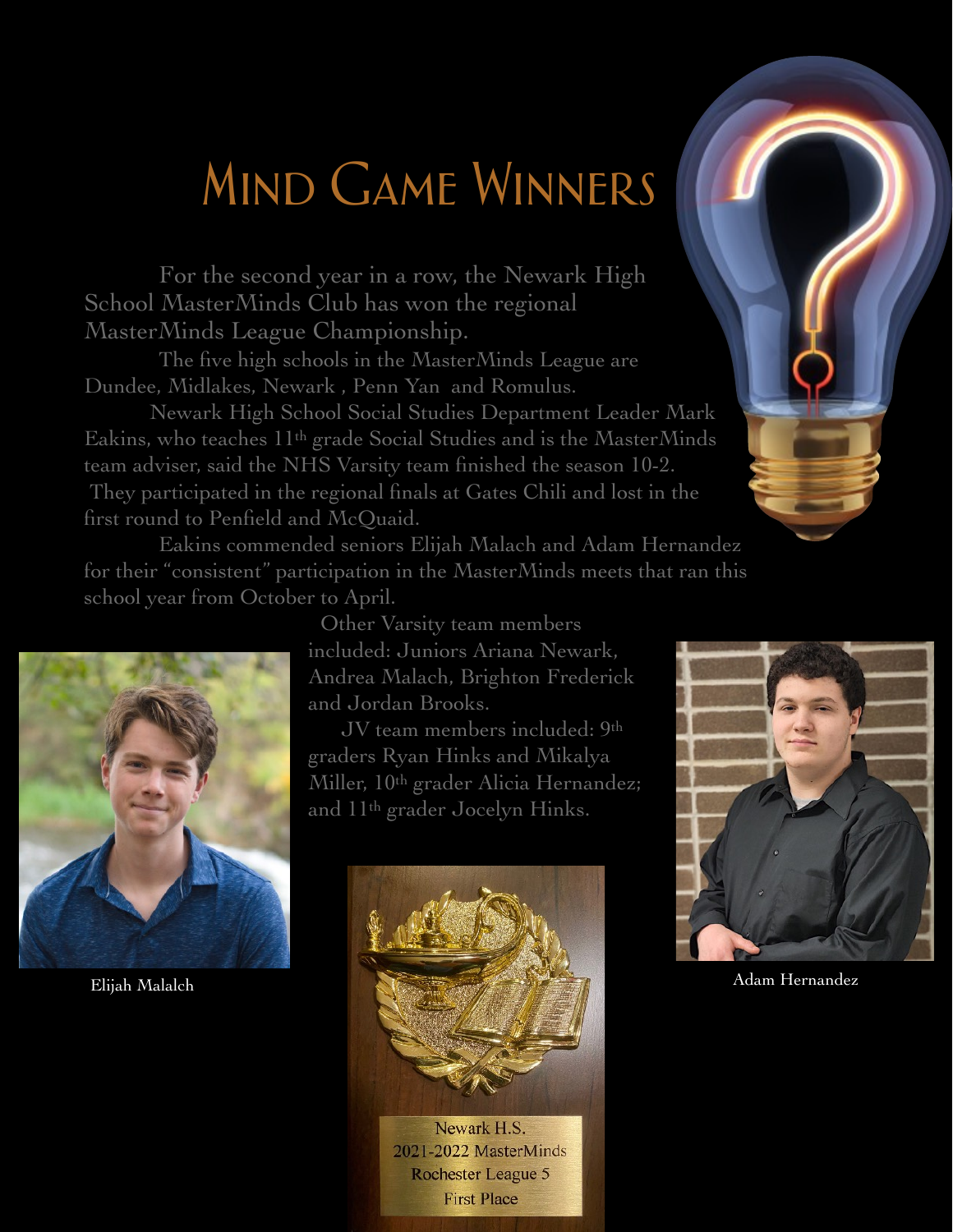# Mind Game Winners

For the second year in a row, the Newark High School MasterMinds Club has won the regional MasterMinds League Championship.

The five high schools in the MasterMinds League are Dundee, Midlakes, Newark , Penn Yan and Romulus.

Newark High School Social Studies Department Leader Mark Eakins, who teaches 11th grade Social Studies and is the MasterMinds team adviser, said the NHS Varsity team finished the season 10-2. They participated in the regional finals at Gates Chili and lost in the first round to Penfield and McQuaid.

Eakins commended seniors Elijah Malach and Adam Hernandez for their "consistent" participation in the MasterMinds meets that ran this school year from October to April.

Other Varsity team members included: Juniors Ariana Newark, Andrea Malach, Brighton Frederick and Jordan Brooks.

JV team members included: 9th graders Ryan Hinks and Mikalya Miller, 10th grader Alicia Hernandez; and 11th grader Jocelyn Hinks.

Elijah Malalch

Adam Hernandez

Newark H.S.
2021-2022 MasterMinds
Rochester League 5
First Place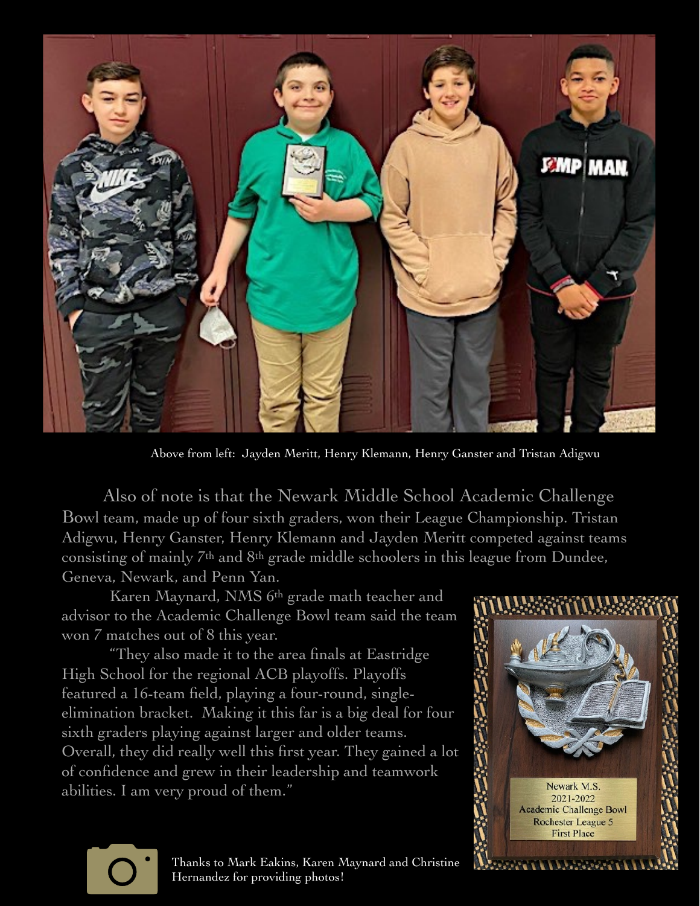Above from left: Jayden Meritt, Henry Klemann, Henry Ganster and Tristan Adigwu

Also of note is that the Newark Middle School Academic Challenge Bowl team, made up of four sixth graders, won their League Championship. Tristan Adigwu, Henry Ganster, Henry Klemann and Jayden Meritt competed against teams consisting of mainly 7th and 8th grade middle schoolers in this league from Dundee, Geneva, Newark, and Penn Yan.

Karen Maynard, NMS 6th grade math teacher and advisor to the Academic Challenge Bowl team said the team won 7 matches out of 8 this year.

"They also made it to the area finals at Eastridge High School for the regional ACB playoffs. Playoffs featured a 16-team field, playing a four-round, single-elimination bracket. Making it this far is a big deal for four sixth graders playing against larger and older teams. Overall, they did really well this first year. They gained a lot of confidence and grew in their leadership and teamwork abilities. I am very proud of them."

Newark M.S.
2021-2022
Academic Challenge Bowl
Rochester League 5
First Place

Thanks to Mark Eakins, Karen Maynard and Christine Hernandez for providing photos!